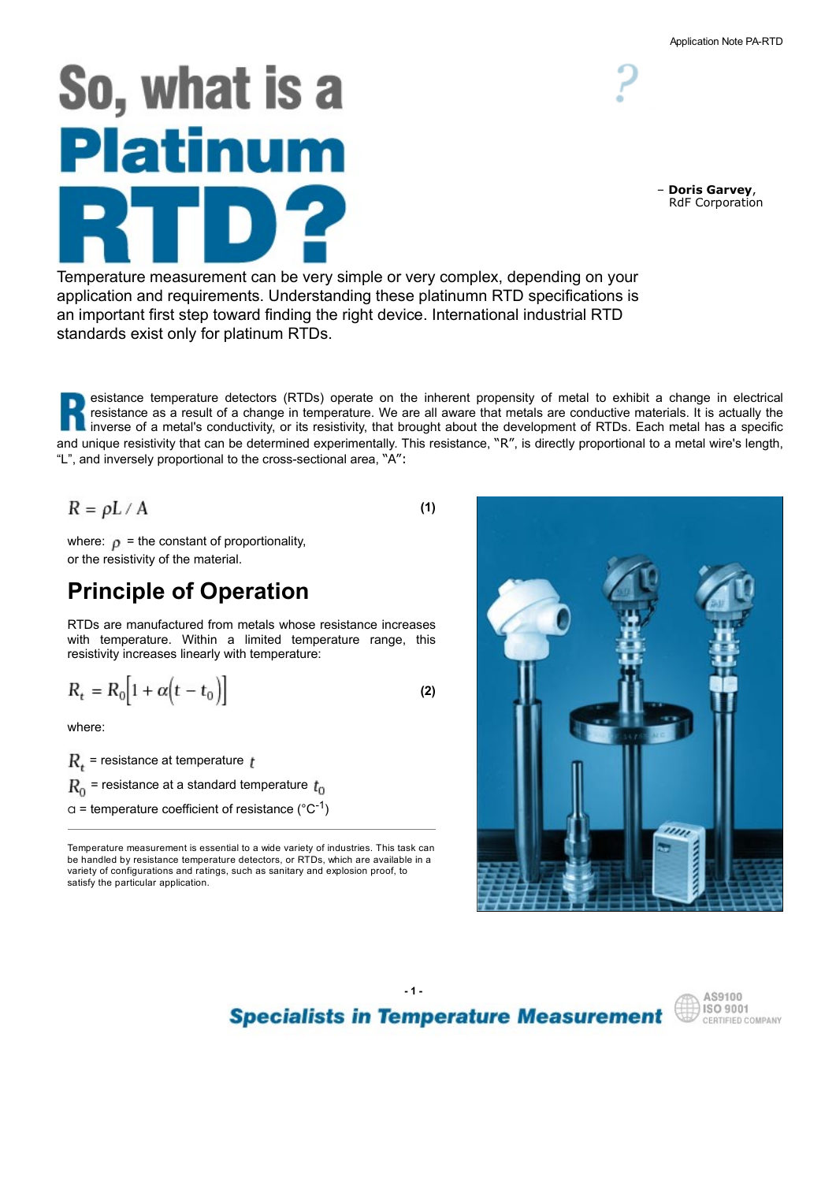Application Note PA-RTD

# So, what is a Platinum RTD?

– **Doris Garvey**, RdF Corporation

Temperature measurement can be very simple or very complex, depending on your application and requirements. Understanding these platinumn RTD specifications is an important first step toward finding the right device. International industrial RTD standards exist only for platinum RTDs.

Resistance temperature detectors (RTDs) operate on the inherent propensity of metal to exhibit a change in electrical resistance as a result of a change in temperature. We are all aware that metals are conductive materials. It is actually the inverse of a metal's conductivity, or its resistivity, that brought about the development of RTDs. Each metal has a specific and unique resistivity that can be determined experimentally. This resistance, "R", is directly proportional to a metal wire's length, "L", and inversely proportional to the cross-sectional area, "A":

$$R = \rho L / A \tag{1}$$

where: $\rho$ = the constant of proportionality, or the resistivity of the material.

## Principle of Operation

RTDs are manufactured from metals whose resistance increases with temperature. Within a limited temperature range, this resistivity increases linearly with temperature:

$$R_t = R_0\left[1 + \alpha\left(t - t_0\right)\right] \tag{2}$$

where:

$R_t$ = resistance at temperature $t$

$R_0$ = resistance at a standard temperature $t_0$

$\alpha$ = temperature coefficient of resistance ($°C^{-1}$)

Temperature measurement is essential to a wide variety of industries. This task can be handled by resistance temperature detectors, or RTDs, which are available in a variety of configurations and ratings, such as sanitary and explosion proof, to satisfy the particular application.

Specialists in Temperature Measurement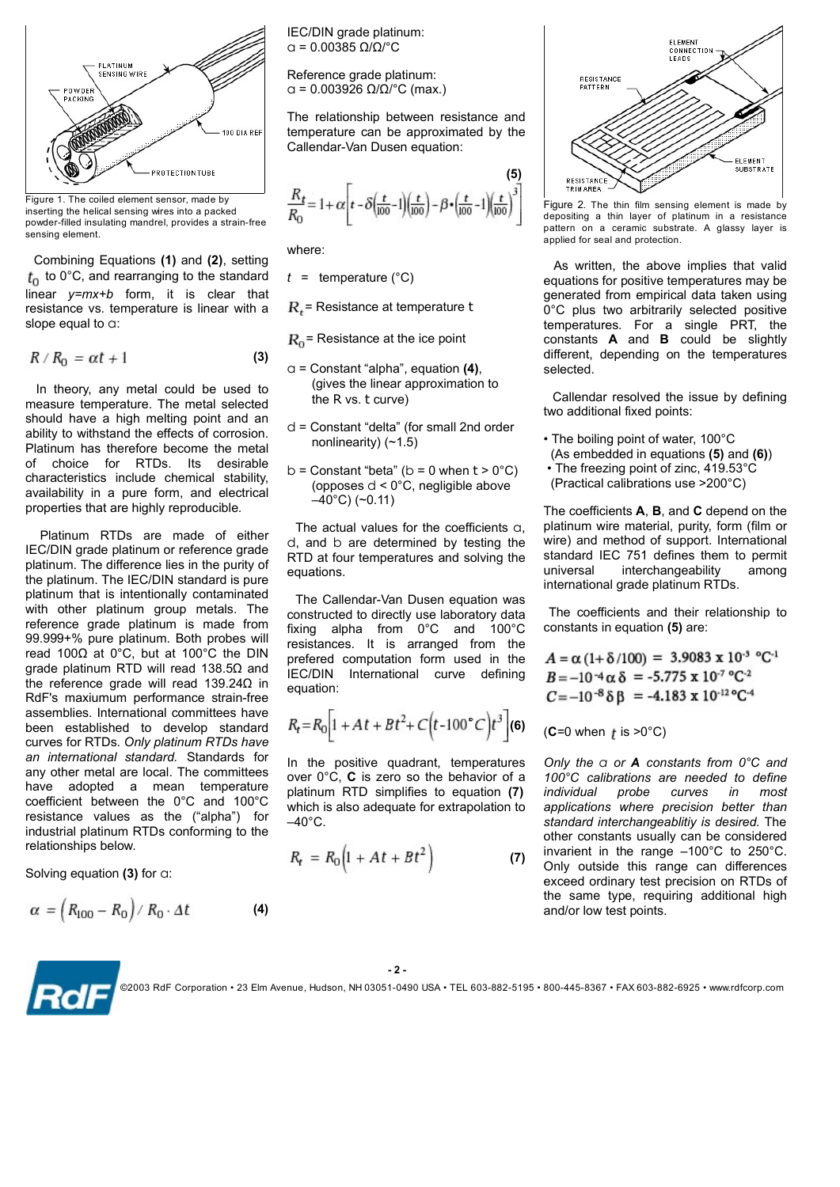Figure 1. The coiled element sensor, made by inserting the helical sensing wires into a packed powder-filled insulating mandrel, provides a strain-free sensing element.

Combining Equations **(1)** and **(2)**, setting $t_0$ to 0°C, and rearranging to the standard linear *y=mx+b* form, it is clear that resistance vs. temperature is linear with a slope equal to α:

$$R / R_0 = \alpha t + 1 \quad \textbf{(3)}$$

In theory, any metal could be used to measure temperature. The metal selected should have a high melting point and an ability to withstand the effects of corrosion. Platinum has therefore become the metal of choice for RTDs. Its desirable characteristics include chemical stability, availability in a pure form, and electrical properties that are highly reproducible.

Platinum RTDs are made of either IEC/DIN grade platinum or reference grade platinum. The difference lies in the purity of the platinum. The IEC/DIN standard is pure platinum that is intentionally contaminated with other platinum group metals. The reference grade platinum is made from 99.999+% pure platinum. Both probes will read 100Ω at 0°C, but at 100°C the DIN grade platinum RTD will read 138.5Ω and the reference grade will read 139.24Ω in RdF's maxiumum performance strain-free assemblies. International committees have been established to develop standard curves for RTDs. *Only platinum RTDs have an international standard.* Standards for any other metal are local. The committees have adopted a mean temperature coefficient between the 0°C and 100°C resistance values as the ("alpha") for industrial platinum RTDs conforming to the relationships below.

Solving equation **(3)** for α:

$$\alpha = \left(R_{100} - R_0\right) / R_0 \cdot \Delta t \quad \textbf{(4)}$$

IEC/DIN grade platinum:
α = 0.00385 Ω/Ω/°C

Reference grade platinum:
α = 0.003926 Ω/Ω/°C (max.)

The relationship between resistance and temperature can be approximated by the Callendar-Van Dusen equation:

$$\frac{R_t}{R_0} = 1 + \alpha\left[t - \delta\left(\frac{t}{100}-1\right)\left(\frac{t}{100}\right) - \beta \cdot \left(\frac{t}{100}-1\right)\left(\frac{t}{100}\right)^3\right] \quad \textbf{(5)}$$

where:

$t$ = temperature (°C)

$R_t$ = Resistance at temperature t

$R_0$ = Resistance at the ice point

α = Constant "alpha", equation **(4)**, (gives the linear approximation to the R vs. t curve)

d = Constant "delta" (for small 2nd order nonlinearity) (~1.5)

b = Constant "beta" (b = 0 when t > 0°C) (opposes d < 0°C, negligible above –40°C) (~0.11)

The actual values for the coefficients α, d, and b are determined by testing the RTD at four temperatures and solving the equations.

The Callendar-Van Dusen equation was constructed to directly use laboratory data fixing alpha from 0°C and 100°C resistances. It is arranged from the prefered computation form used in the IEC/DIN International curve defining equation:

$$R_t = R_0\left[1 + At + Bt^2 + C\left(t - 100°C\right)t^3\right] \quad \textbf{(6)}$$

In the positive quadrant, temperatures over 0°C, **C** is zero so the behavior of a platinum RTD simplifies to equation **(7)** which is also adequate for extrapolation to –40°C.

$$R_t = R_0\left(1 + At + Bt^2\right) \quad \textbf{(7)}$$

Figure 2. The thin film sensing element is made by depositing a thin layer of platinum in a resistance pattern on a ceramic substrate. A glassy layer is applied for seal and protection.

As written, the above implies that valid equations for positive temperatures may be generated from empirical data taken using 0°C plus two arbitrarily selected positive temperatures. For a single PRT, the constants **A** and **B** could be slightly different, depending on the temperatures selected.

Calendar resolved the issue by defining two additional fixed points:

- The boiling point of water, 100°C (As embedded in equations **(5)** and **(6)**)
- The freezing point of zinc, 419.53°C (Practical calibrations use >200°C)

The coefficients **A**, **B**, and **C** depend on the platinum wire material, purity, form (film or wire) and method of support. International standard IEC 751 defines them to permit universal interchangeability among international grade platinum RTDs.

The coefficients and their relationship to constants in equation **(5)** are:

$$A = \alpha\,(1 + \delta/100) = 3.9083 \times 10^{-3}\ °C^{-1}$$
$$B = -10^{-4}\,\alpha\,\delta = -5.775 \times 10^{-7}\ °C^{-2}$$
$$C = -10^{-8}\,\delta\,\beta = -4.183 \times 10^{-12}\ °C^{-4}$$

(**C**=0 when $t$ is >0°C)

*Only the α or **A** constants from 0°C and 100°C calibrations are needed to define individual probe curves in most applications where precision better than standard interchangeablitiy is desired.* The other constants usually can be considered invarient in the range –100°C to 250°C. Only outside this range can differences exceed ordinary test precision on RTDs of the same type, requiring additional high and/or low test points.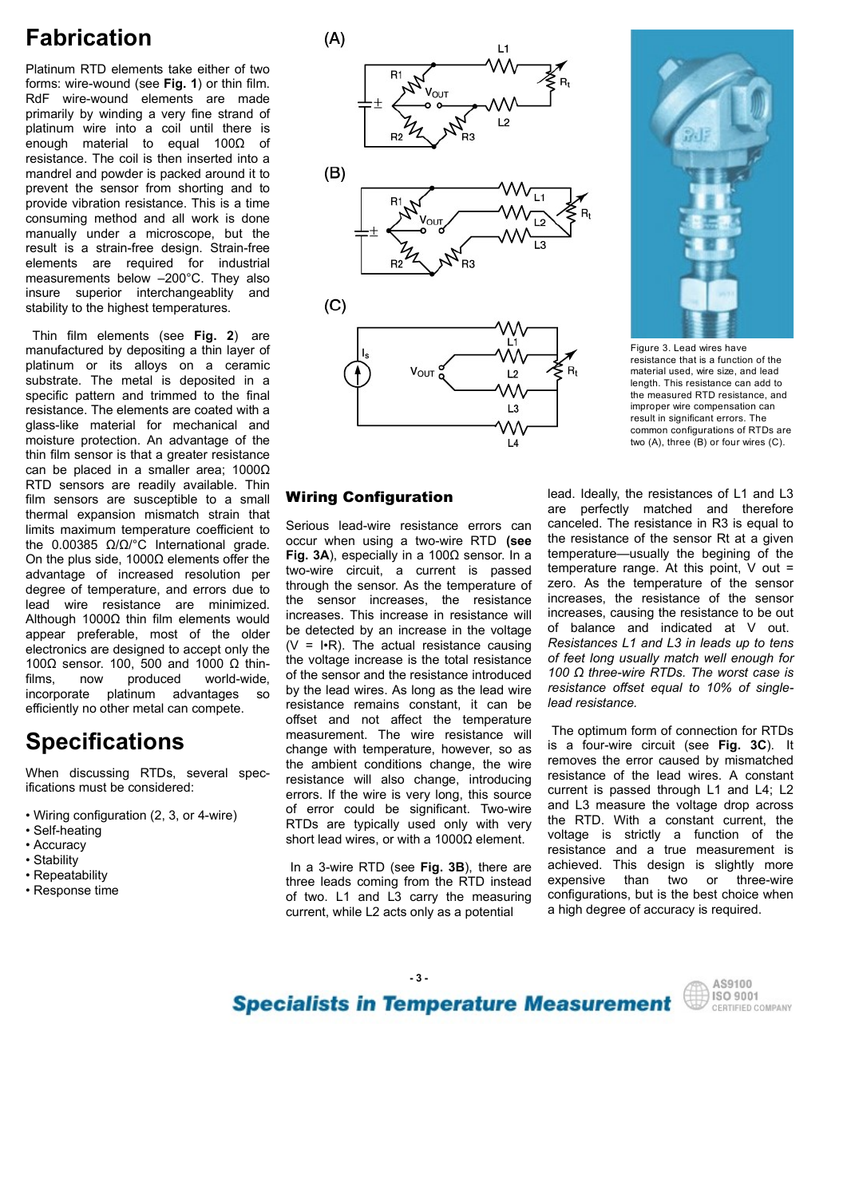# Fabrication

Platinum RTD elements take either of two forms: wire-wound (see **Fig. 1**) or thin film. RdF wire-wound elements are made primarily by winding a very fine strand of platinum wire into a coil until there is enough material to equal 100Ω of resistance. The coil is then inserted into a mandrel and powder is packed around it to prevent the sensor from shorting and to provide vibration resistance. This is a time consuming method and all work is done manually under a microscope, but the result is a strain-free design. Strain-free elements are required for industrial measurements below –200°C. They also insure superior interchangeablity and stability to the highest temperatures.

Thin film elements (see **Fig. 2**) are manufactured by depositing a thin layer of platinum or its alloys on a ceramic substrate. The metal is deposited in a specific pattern and trimmed to the final resistance. The elements are coated with a glass-like material for mechanical and moisture protection. An advantage of the thin film sensor is that a greater resistance can be placed in a smaller area; 1000Ω RTD sensors are readily available. Thin film sensors are susceptible to a small thermal expansion mismatch strain that limits maximum temperature coefficient to the 0.00385 Ω/Ω/°C International grade. On the plus side, 1000Ω elements offer the advantage of increased resolution per degree of temperature, and errors due to lead wire resistance are minimized. Although 1000Ω thin film elements would appear preferable, most of the older electronics are designed to accept only the 100Ω sensor. 100, 500 and 1000 Ω thin-films, now produced world-wide, incorporate platinum advantages so efficiently no other metal can compete.

# Specifications

When discussing RTDs, several specifications must be considered:

- Wiring configuration (2, 3, or 4-wire)
- Self-heating
- Accuracy
- Stability
- Repeatability
- Response time

Figure 3. Lead wires have resistance that is a function of the material used, wire size, and lead length. This resistance can add to the measured RTD resistance, and improper wire compensation can result in significant errors. The common configurations of RTDs are two (A), three (B) or four wires (C).

## Wiring Configuration

Serious lead-wire resistance errors can occur when using a two-wire RTD **(see Fig. 3A)**, especially in a 100Ω sensor. In a two-wire circuit, a current is passed through the sensor. As the temperature of the sensor increases, the resistance increases. This increase in resistance will be detected by an increase in the voltage (V = I•R). The actual resistance causing the voltage increase is the total resistance of the sensor and the resistance introduced by the lead wires. As long as the lead wire resistance remains constant, it can be offset and not affect the temperature measurement. The wire resistance will change with temperature, however, so as the ambient conditions change, the wire resistance will also change, introducing errors. If the wire is very long, this source of error could be significant. Two-wire RTDs are typically used only with very short lead wires, or with a 1000Ω element.

In a 3-wire RTD (see **Fig. 3B**), there are three leads coming from the RTD instead of two. L1 and L3 carry the measuring current, while L2 acts only as a potential lead. Ideally, the resistances of L1 and L3 are perfectly matched and therefore canceled. The resistance in R3 is equal to the resistance of the sensor Rt at a given temperature—usually the begining of the temperature range. At this point, V out = zero. As the temperature of the sensor increases, the resistance of the sensor increases, causing the resistance to be out of balance and indicated at V out. *Resistances L1 and L3 in leads up to tens of feet long usually match well enough for 100 Ω three-wire RTDs. The worst case is resistance offset equal to 10% of single-lead resistance.*

The optimum form of connection for RTDs is a four-wire circuit (see **Fig. 3C**). It removes the error caused by mismatched resistance of the lead wires. A constant current is passed through L1 and L4; L2 and L3 measure the voltage drop across the RTD. With a constant current, the voltage is strictly a function of the resistance and a true measurement is achieved. This design is slightly more expensive than two or three-wire configurations, but is the best choice when a high degree of accuracy is required.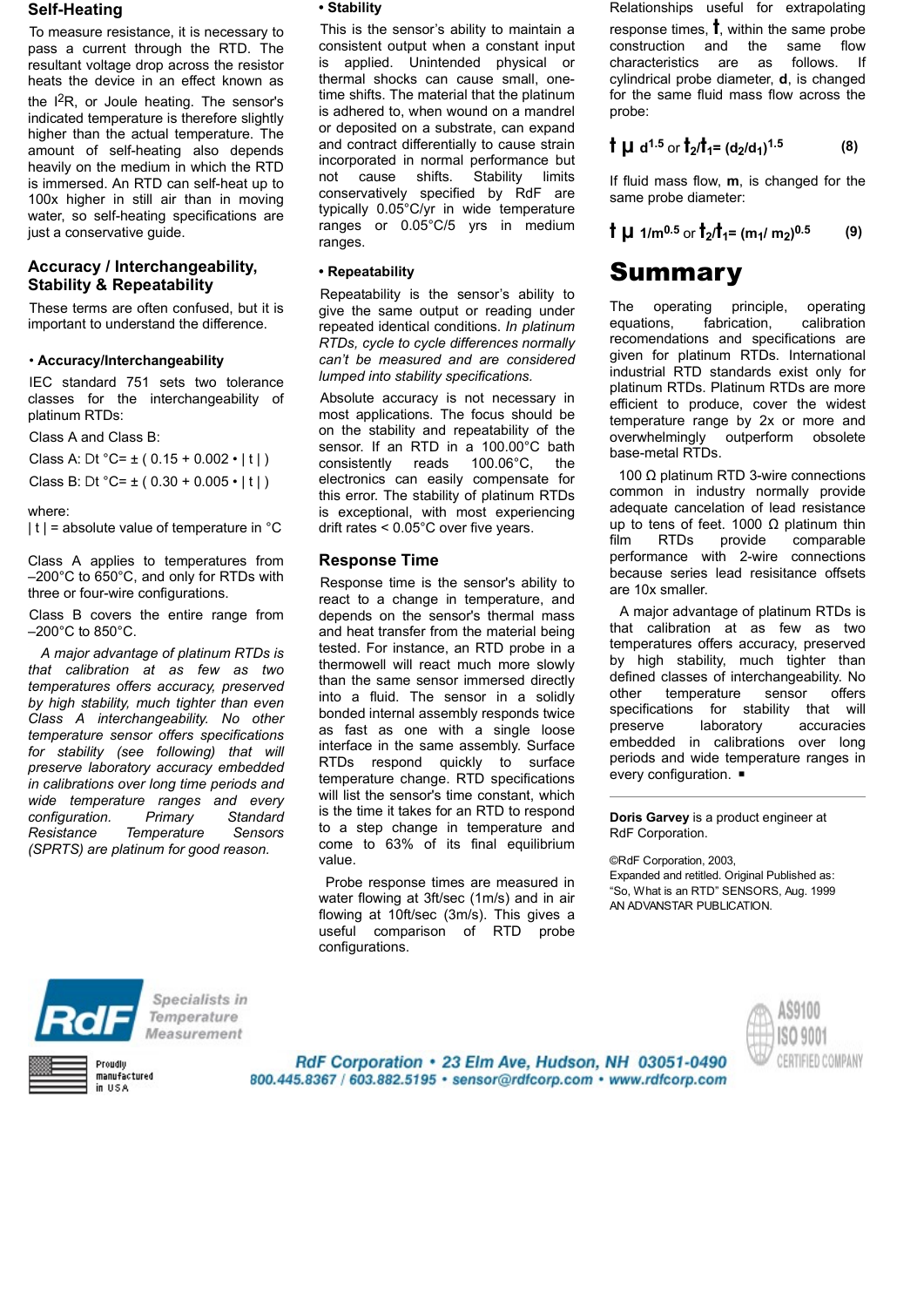## Self-Heating

To measure resistance, it is necessary to pass a current through the RTD. The resultant voltage drop across the resistor heats the device in an effect known as the $I^2R$, or Joule heating. The sensor's indicated temperature is therefore slightly higher than the actual temperature. The amount of self-heating also depends heavily on the medium in which the RTD is immersed. An RTD can self-heat up to 100x higher in still air than in moving water, so self-heating specifications are just a conservative guide.

## Accuracy / Interchangeability, Stability & Repeatability

These terms are often confused, but it is important to understand the difference.

### • Accuracy/Interchangeability

IEC standard 751 sets two tolerance classes for the interchangeability of platinum RTDs:

Class A and Class B:

Class A: Dt °C= ± ( 0.15 + 0.002 • | t | )

Class B: Dt °C= ± ( 0.30 + 0.005 • | t | )

where:
| t | = absolute value of temperature in °C

Class A applies to temperatures from –200°C to 650°C, and only for RTDs with three or four-wire configurations.

Class B covers the entire range from –200°C to 850°C.

*A major advantage of platinum RTDs is that calibration at as few as two temperatures offers accuracy, preserved by high stability, much tighter than even Class A interchangeability. No other temperature sensor offers specifications for stability (see following) that will preserve laboratory accuracy embedded in calibrations over long time periods and wide temperature ranges and every configuration. Primary Standard Resistance Temperature Sensors (SPRTS) are platinum for good reason.*

### • Stability

This is the sensor's ability to maintain a consistent output when a constant input is applied. Unintended physical or thermal shocks can cause small, one-time shifts. The material that the platinum is adhered to, when wound on a mandrel or deposited on a substrate, can expand and contract differentially to cause strain incorporated in normal performance but not cause shifts. Stability limits conservatively specified by RdF are typically 0.05°C/yr in wide temperature ranges or 0.05°C/5 yrs in medium ranges.

### • Repeatability

Repeatability is the sensor's ability to give the same output or reading under repeated identical conditions. *In platinum RTDs, cycle to cycle differences normally can't be measured and are considered lumped into stability specifications.*

Absolute accuracy is not necessary in most applications. The focus should be on the stability and repeatability of the sensor. If an RTD in a 100.00°C bath consistently reads 100.06°C, the electronics can easily compensate for this error. The stability of platinum RTDs is exceptional, with most experiencing drift rates < 0.05°C over five years.

## Response Time

Response time is the sensor's ability to react to a change in temperature, and depends on the sensor's thermal mass and heat transfer from the material being tested. For instance, an RTD probe in a thermowell will react much more slowly than the same sensor immersed directly into a fluid. The sensor in a solidly bonded internal assembly responds twice as fast as one with a single loose interface in the same assembly. Surface RTDs respond quickly to surface temperature change. RTD specifications will list the sensor's time constant, which is the time it takes for an RTD to respond to a step change in temperature and come to 63% of its final equilibrium value.

Probe response times are measured in water flowing at 3ft/sec (1m/s) and in air flowing at 10ft/sec (3m/s). This gives a useful comparison of RTD probe configurations.

Relationships useful for extrapolating response times, $t$, within the same probe construction and the same flow characteristics are as follows. If cylindrical probe diameter, **d**, is changed for the same fluid mass flow across the probe:

$$t \propto d^{1.5} \text{ or } t_2/t_1 = (d_2/d_1)^{1.5} \qquad (8)$$

If fluid mass flow, **m**, is changed for the same probe diameter:

$$t \propto 1/m^{0.5} \text{ or } t_2/t_1 = (m_1/m_2)^{0.5} \qquad (9)$$

# Summary

The operating principle, operating equations, fabrication, calibration recomendations and specifications are given for platinum RTDs. International industrial RTD standards exist only for platinum RTDs. Platinum RTDs are more efficient to produce, cover the widest temperature range by 2x or more and overwhelmingly outperform obsolete base-metal RTDs.

100 Ω platinum RTD 3-wire connections common in industry normally provide adequate cancelation of lead resistance up to tens of feet. 1000 Ω platinum thin film RTDs provide comparable performance with 2-wire connections because series lead resisitance offsets are 10x smaller.

A major advantage of platinum RTDs is that calibration at as few as two temperatures offers accuracy, preserved by high stability, much tighter than defined classes of interchangeability. No other temperature sensor offers specifications for stability that will preserve laboratory accuracies embedded in calibrations over long periods and wide temperature ranges in every configuration. ▪

---

**Doris Garvey** is a product engineer at RdF Corporation.

©RdF Corporation, 2003,
Expanded and retitled. Original Published as:
"So, What is an RTD" SENSORS, Aug. 1999
AN ADVANSTAR PUBLICATION.

RdF Specialists in Temperature Measurement

Proudly manufactured in USA

**RdF Corporation • 23 Elm Ave, Hudson, NH 03051-0490**
**800.445.8367 / 603.882.5195 • sensor@rdfcorp.com • www.rdfcorp.com**

AS9100 ISO 9001 CERTIFIED COMPANY